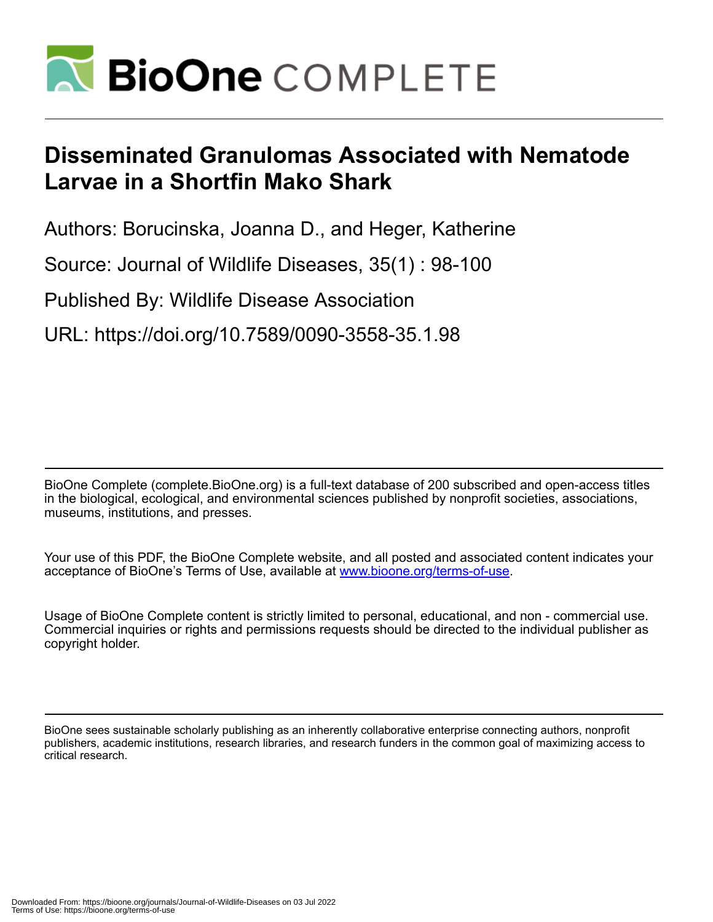# Disseminated Granulomas Associated with Nematode Larvae in a Shortfin Mako Shark

Authors: Borucinska, Joanna D., and Heger, Katherine

Source: Journal of Wildlife Diseases, 35(1) : 98-100

Published By: Wildlife Disease Association

URL: https://doi.org/10.7589/0090-3558-35.1.98

BioOne Complete (complete.BioOne.org) is a full-text database of 200 subscribed and open-access titles in the biological, ecological, and environmental sciences published by nonprofit societies, associations, museums, institutions, and presses.

Your use of this PDF, the BioOne Complete website, and all posted and associated content indicates your acceptance of BioOne's Terms of Use, available at www.bioone.org/terms-of-use.

Usage of BioOne Complete content is strictly limited to personal, educational, and non - commercial use. Commercial inquiries or rights and permissions requests should be directed to the individual publisher as copyright holder.

BioOne sees sustainable scholarly publishing as an inherently collaborative enterprise connecting authors, nonprofit publishers, academic institutions, research libraries, and research funders in the common goal of maximizing access to critical research.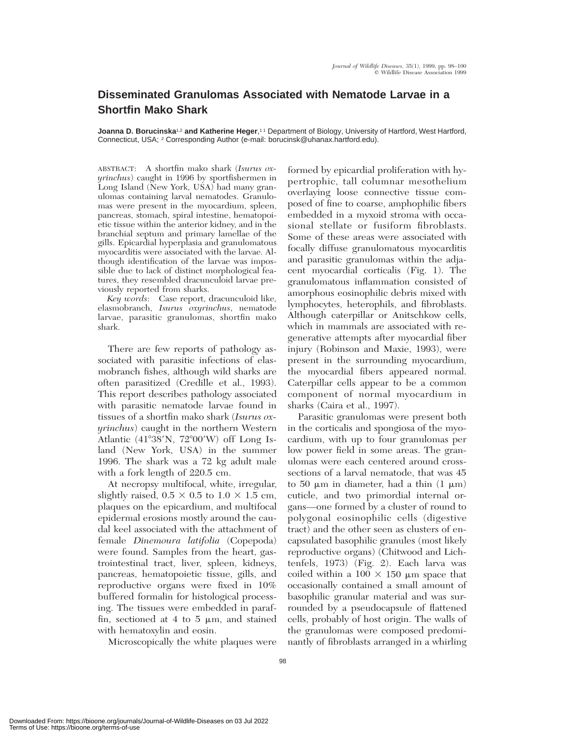# Disseminated Granulomas Associated with Nematode Larvae in a Shortfin Mako Shark

**Joanna D. Borucinska**[1,2] **and Katherine Heger**,[1] [1] Department of Biology, University of Hartford, West Hartford, Connecticut, USA; [2] Corresponding Author (e-mail: borucinsk@uhanax.hartford.edu).

ABSTRACT: A shortfin mako shark (*Isurus oxyrinchus*) caught in 1996 by sportfishermen in Long Island (New York, USA) had many granulomas containing larval nematodes. Granulomas were present in the myocardium, spleen, pancreas, stomach, spiral intestine, hematopoietic tissue within the anterior kidney, and in the branchial septum and primary lamellae of the gills. Epicardial hyperplasia and granulomatous myocarditis were associated with the larvae. Although identification of the larvae was impossible due to lack of distinct morphological features, they resembled dracunculoid larvae previously reported from sharks.

*Key words*: Case report, dracunculoid like, elasmobranch, *Isurus oxyrinchus*, nematode larvae, parasitic granulomas, shortfin mako shark.

There are few reports of pathology associated with parasitic infections of elasmobranch fishes, although wild sharks are often parasitized (Credille et al., 1993). This report describes pathology associated with parasitic nematode larvae found in tissues of a shortfin mako shark (*Isurus oxyrinchus*) caught in the northern Western Atlantic (41°38′N, 72°00′W) off Long Island (New York, USA) in the summer 1996. The shark was a 72 kg adult male with a fork length of 220.5 cm.

At necropsy multifocal, white, irregular, slightly raised, 0.5 × 0.5 to 1.0 × 1.5 cm, plaques on the epicardium, and multifocal epidermal erosions mostly around the caudal keel associated with the attachment of female *Dinemoura latifolia* (Copepoda) were found. Samples from the heart, gastrointestinal tract, liver, spleen, kidneys, pancreas, hematopoietic tissue, gills, and reproductive organs were fixed in 10% buffered formalin for histological processing. The tissues were embedded in paraffin, sectioned at 4 to 5 μm, and stained with hematoxylin and eosin.

Microscopically the white plaques were formed by epicardial proliferation with hypertrophic, tall columnar mesothelium overlaying loose connective tissue composed of fine to coarse, amphophilic fibers embedded in a myxoid stroma with occasional stellate or fusiform fibroblasts. Some of these areas were associated with focally diffuse granulomatous myocarditis and parasitic granulomas within the adjacent myocardial corticalis (Fig. 1). The granulomatous inflammation consisted of amorphous eosinophilic debris mixed with lymphocytes, heterophils, and fibroblasts. Although caterpillar or Anitschkow cells, which in mammals are associated with regenerative attempts after myocardial fiber injury (Robinson and Maxie, 1993), were present in the surrounding myocardium, the myocardial fibers appeared normal. Caterpillar cells appear to be a common component of normal myocardium in sharks (Caira et al., 1997).

Parasitic granulomas were present both in the corticalis and spongiosa of the myocardium, with up to four granulomas per low power field in some areas. The granulomas were each centered around cross-sections of a larval nematode, that was 45 to 50 μm in diameter, had a thin (1 μm) cuticle, and two primordial internal organs—one formed by a cluster of round to polygonal eosinophilic cells (digestive tract) and the other seen as clusters of encapsulated basophilic granules (most likely reproductive organs) (Chitwood and Lichtenfels, 1973) (Fig. 2). Each larva was coiled within a 100 × 150 μm space that occasionally contained a small amount of basophilic granular material and was surrounded by a pseudocapsule of flattened cells, probably of host origin. The walls of the granulomas were composed predominantly of fibroblasts arranged in a whirling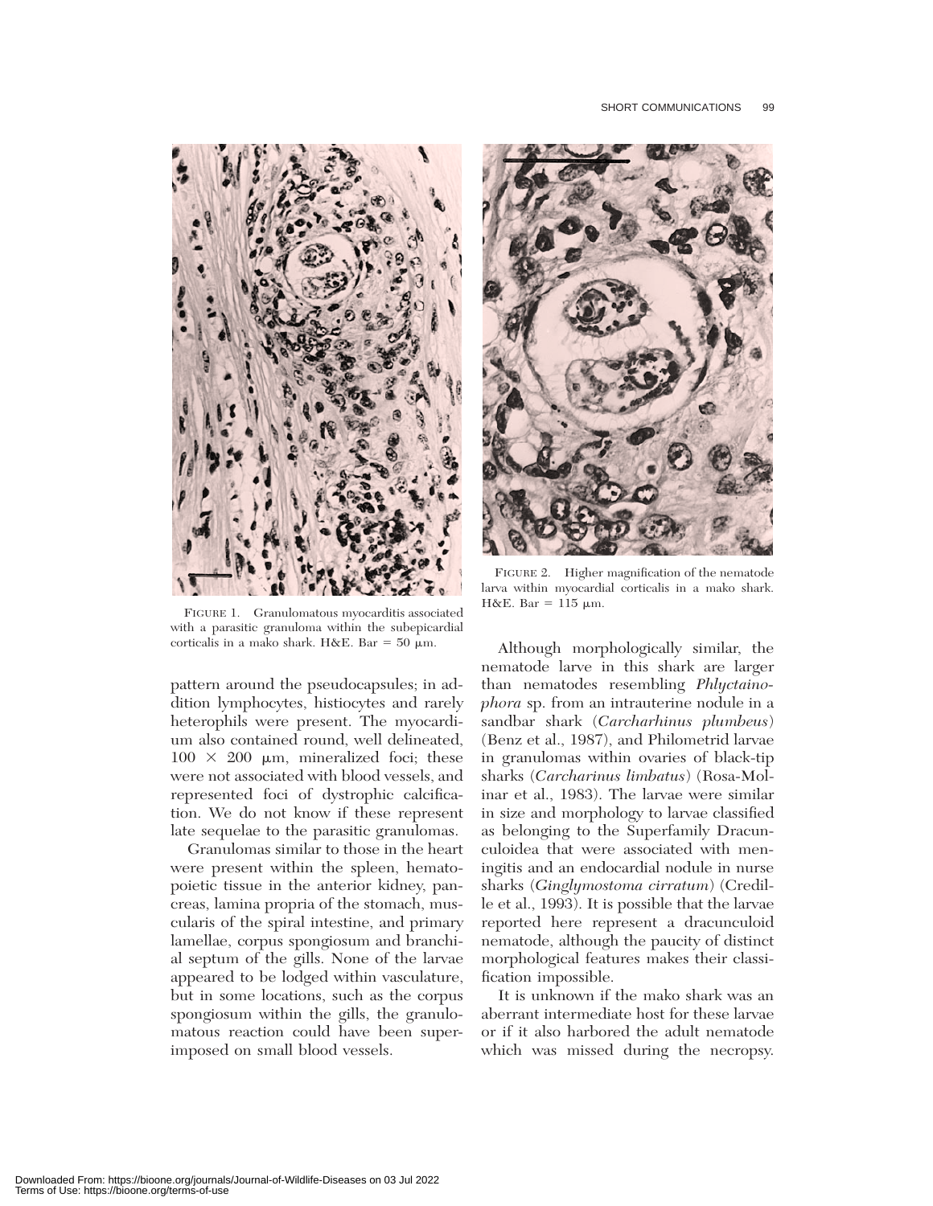FIGURE 1. Granulomatous myocarditis associated with a parasitic granuloma within the subepicardial corticalis in a mako shark. H&E. Bar = 50 μm.

FIGURE 2. Higher magnification of the nematode larva within myocardial corticalis in a mako shark. H&E. Bar = 115 μm.

pattern around the pseudocapsules; in addition lymphocytes, histiocytes and rarely heterophils were present. The myocardium also contained round, well delineated, $100 \times 200$ μm, mineralized foci; these were not associated with blood vessels, and represented foci of dystrophic calcification. We do not know if these represent late sequelae to the parasitic granulomas.

Granulomas similar to those in the heart were present within the spleen, hematopoietic tissue in the anterior kidney, pancreas, lamina propria of the stomach, muscularis of the spiral intestine, and primary lamellae, corpus spongiosum and branchial septum of the gills. None of the larvae appeared to be lodged within vasculature, but in some locations, such as the corpus spongiosum within the gills, the granulomatous reaction could have been superimposed on small blood vessels.

Although morphologically similar, the nematode larve in this shark are larger than nematodes resembling *Phlyctainophora* sp. from an intrauterine nodule in a sandbar shark (*Carcharhinus plumbeus*) (Benz et al., 1987), and Philometrid larvae in granulomas within ovaries of black-tip sharks (*Carcharinus limbatus*) (Rosa-Molinar et al., 1983). The larvae were similar in size and morphology to larvae classified as belonging to the Superfamily Dracunculoidea that were associated with meningitis and an endocardial nodule in nurse sharks (*Ginglymostoma cirratum*) (Credille et al., 1993). It is possible that the larvae reported here represent a dracunculoid nematode, although the paucity of distinct morphological features makes their classification impossible.

It is unknown if the mako shark was an aberrant intermediate host for these larvae or if it also harbored the adult nematode which was missed during the necropsy.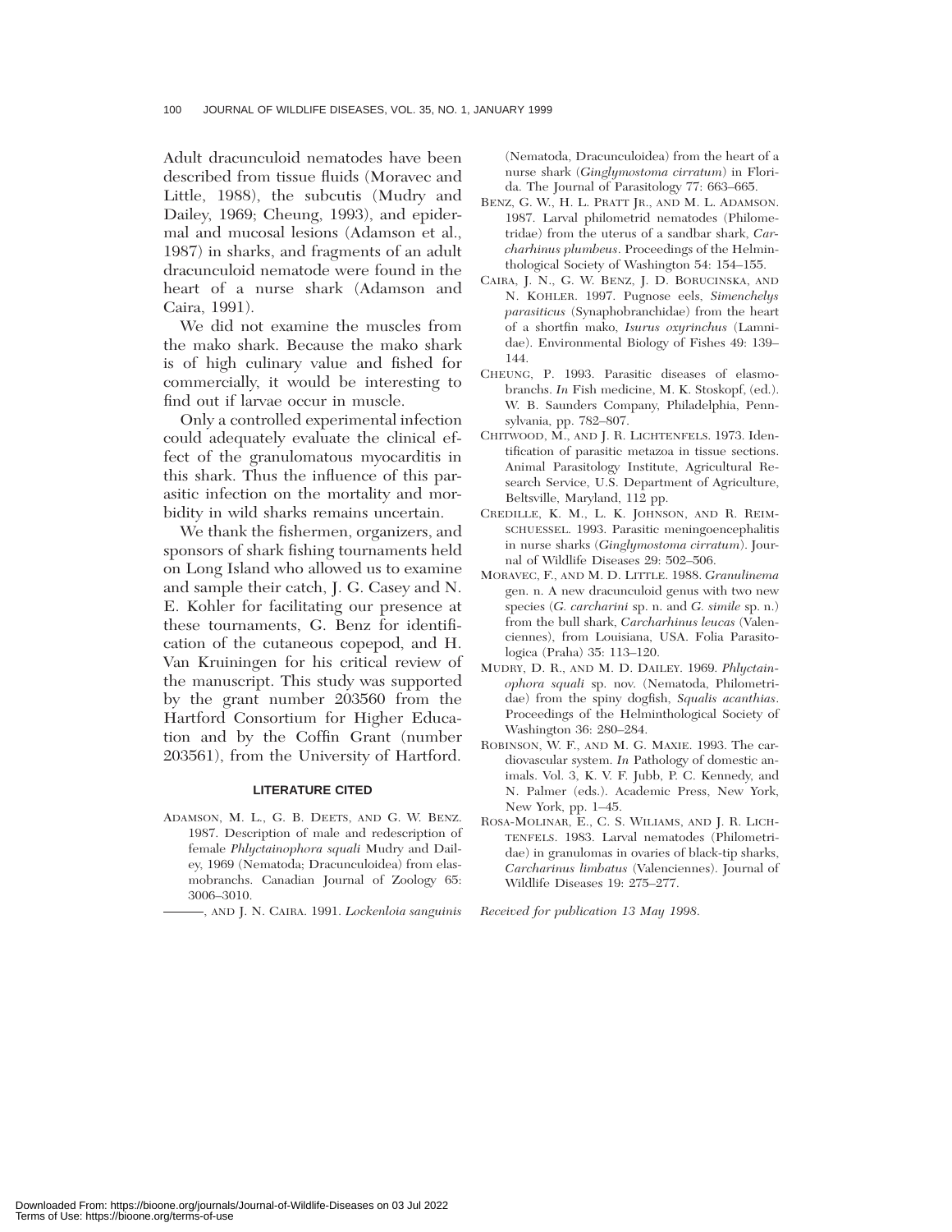Adult dracunculoid nematodes have been described from tissue fluids (Moravec and Little, 1988), the subcutis (Mudry and Dailey, 1969; Cheung, 1993), and epidermal and mucosal lesions (Adamson et al., 1987) in sharks, and fragments of an adult dracunculoid nematode were found in the heart of a nurse shark (Adamson and Caira, 1991).

We did not examine the muscles from the mako shark. Because the mako shark is of high culinary value and fished for commercially, it would be interesting to find out if larvae occur in muscle.

Only a controlled experimental infection could adequately evaluate the clinical effect of the granulomatous myocarditis in this shark. Thus the influence of this parasitic infection on the mortality and morbidity in wild sharks remains uncertain.

We thank the fishermen, organizers, and sponsors of shark fishing tournaments held on Long Island who allowed us to examine and sample their catch, J. G. Casey and N. E. Kohler for facilitating our presence at these tournaments, G. Benz for identification of the cutaneous copepod, and H. Van Kruiningen for his critical review of the manuscript. This study was supported by the grant number 203560 from the Hartford Consortium for Higher Education and by the Coffin Grant (number 203561), from the University of Hartford.

## LITERATURE CITED

ADAMSON, M. L., G. B. DEETS, AND G. W. BENZ. 1987. Description of male and redescription of female *Phlyctainophora squali* Mudry and Dailey, 1969 (Nematoda; Dracunculoidea) from elasmobranchs. Canadian Journal of Zoology 65: 3006–3010.

———, AND J. N. CAIRA. 1991. *Lockenloia sanguinis* (Nematoda, Dracunculoidea) from the heart of a nurse shark (*Ginglymostoma cirratum*) in Florida. The Journal of Parasitology 77: 663–665.

BENZ, G. W., H. L. PRATT JR., AND M. L. ADAMSON. 1987. Larval philometrid nematodes (Philometridae) from the uterus of a sandbar shark, *Carcharhinus plumbeus*. Proceedings of the Helminthological Society of Washington 54: 154–155.

CAIRA, J. N., G. W. BENZ, J. D. BORUCINSKA, AND N. KOHLER. 1997. Pugnose eels, *Simenchelys parasiticus* (Synaphobranchidae) from the heart of a shortfin mako, *Isurus oxyrinchus* (Lamnidae). Environmental Biology of Fishes 49: 139–144.

CHEUNG, P. 1993. Parasitic diseases of elasmobranchs. *In* Fish medicine, M. K. Stoskopf, (ed.). W. B. Saunders Company, Philadelphia, Pennsylvania, pp. 782–807.

CHITWOOD, M., AND J. R. LICHTENFELS. 1973. Identification of parasitic metazoa in tissue sections. Animal Parasitology Institute, Agricultural Research Service, U.S. Department of Agriculture, Beltsville, Maryland, 112 pp.

CREDILLE, K. M., L. K. JOHNSON, AND R. REIMSCHUESSEL. 1993. Parasitic meningoencephalitis in nurse sharks (*Ginglymostoma cirratum*). Journal of Wildlife Diseases 29: 502–506.

MORAVEC, F., AND M. D. LITTLE. 1988. *Granulinema* gen. n. A new dracunculoid genus with two new species (*G. carcharini* sp. n. and *G. simile* sp. n.) from the bull shark, *Carcharhinus leucas* (Valenciennes), from Louisiana, USA. Folia Parasitologica (Praha) 35: 113–120.

MUDRY, D. R., AND M. D. DAILEY. 1969. *Phlyctainophora squali* sp. nov. (Nematoda, Philometridae) from the spiny dogfish, *Squalis acanthias*. Proceedings of the Helminthological Society of Washington 36: 280–284.

ROBINSON, W. F., AND M. G. MAXIE. 1993. The cardiovascular system. *In* Pathology of domestic animals. Vol. 3, K. V. F. Jubb, P. C. Kennedy, and N. Palmer (eds.). Academic Press, New York, New York, pp. 1–45.

ROSA-MOLINAR, E., C. S. WILIAMS, AND J. R. LICHTENFELS. 1983. Larval nematodes (Philometridae) in granulomas in ovaries of black-tip sharks, *Carcharinus limbatus* (Valenciennes). Journal of Wildlife Diseases 19: 275–277.

*Received for publication 13 May 1998.*